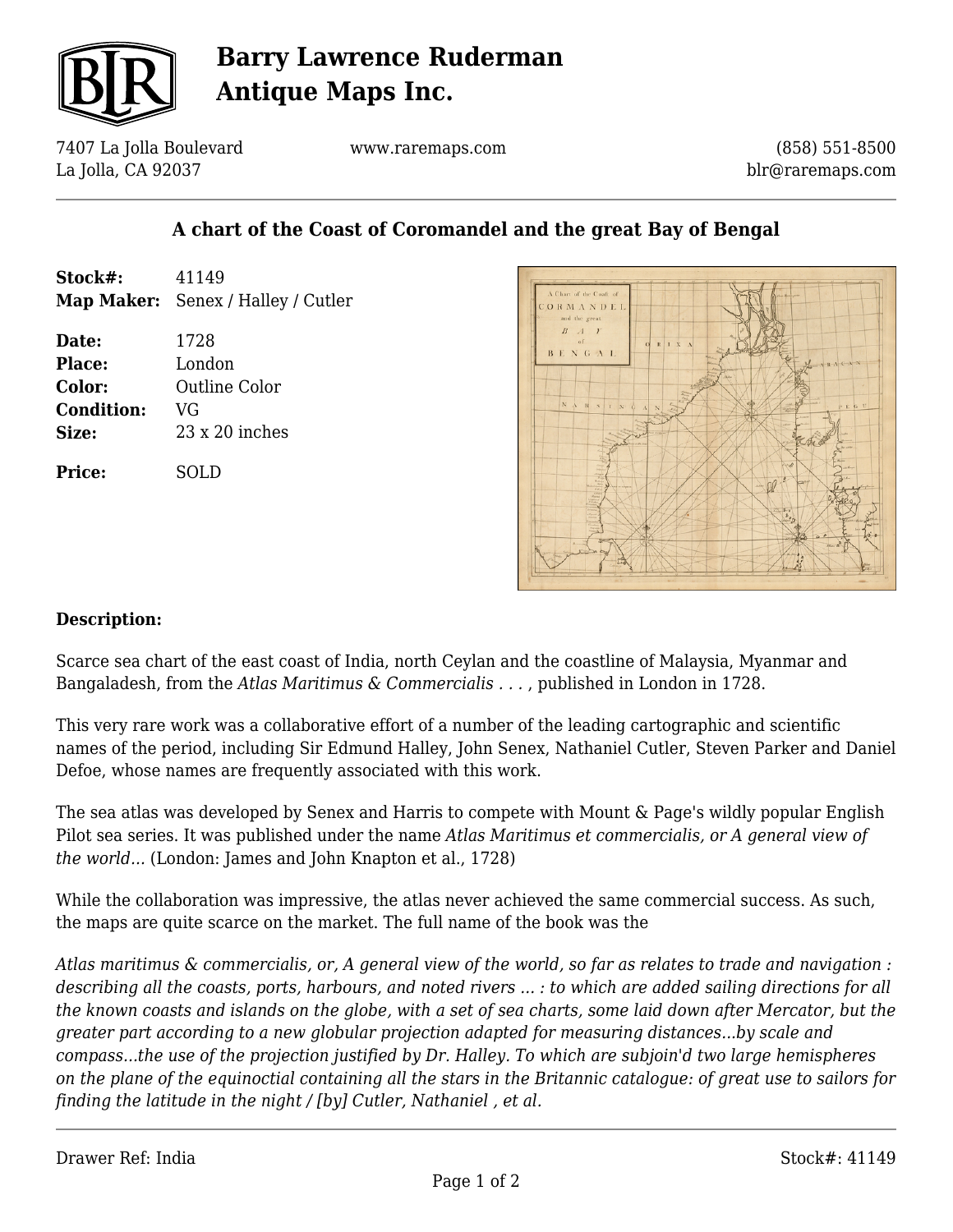# Barry Lawrence Ruderman Antique Maps Inc.

7407 La Jolla Boulevard
La Jolla, CA 92037

www.raremaps.com

(858) 551-8500
blr@raremaps.com

## A chart of the Coast of Coromandel and the great Bay of Bengal

**Stock#:** 41149
**Map Maker:** Senex / Halley / Cutler

**Date:** 1728
**Place:** London
**Color:** Outline Color
**Condition:** VG
**Size:** 23 x 20 inches

**Price:** SOLD

### Description:

Scarce sea chart of the east coast of India, north Ceylan and the coastline of Malaysia, Myanmar and Bangaladesh, from the *Atlas Maritimus & Commercialis . . .* , published in London in 1728.

This very rare work was a collaborative effort of a number of the leading cartographic and scientific names of the period, including Sir Edmund Halley, John Senex, Nathaniel Cutler, Steven Parker and Daniel Defoe, whose names are frequently associated with this work.

The sea atlas was developed by Senex and Harris to compete with Mount & Page's wildly popular English Pilot sea series. It was published under the name *Atlas Maritimus et commercialis, or A general view of the world...* (London: James and John Knapton et al., 1728)

While the collaboration was impressive, the atlas never achieved the same commercial success. As such, the maps are quite scarce on the market. The full name of the book was the

*Atlas maritimus & commercialis, or, A general view of the world, so far as relates to trade and navigation : describing all the coasts, ports, harbours, and noted rivers ... : to which are added sailing directions for all the known coasts and islands on the globe, with a set of sea charts, some laid down after Mercator, but the greater part according to a new globular projection adapted for measuring distances...by scale and compass...the use of the projection justified by Dr. Halley. To which are subjoin'd two large hemispheres on the plane of the equinoctial containing all the stars in the Britannic catalogue: of great use to sailors for finding the latitude in the night / [by] Cutler, Nathaniel , et al.*

Drawer Ref: India

Stock#: 41149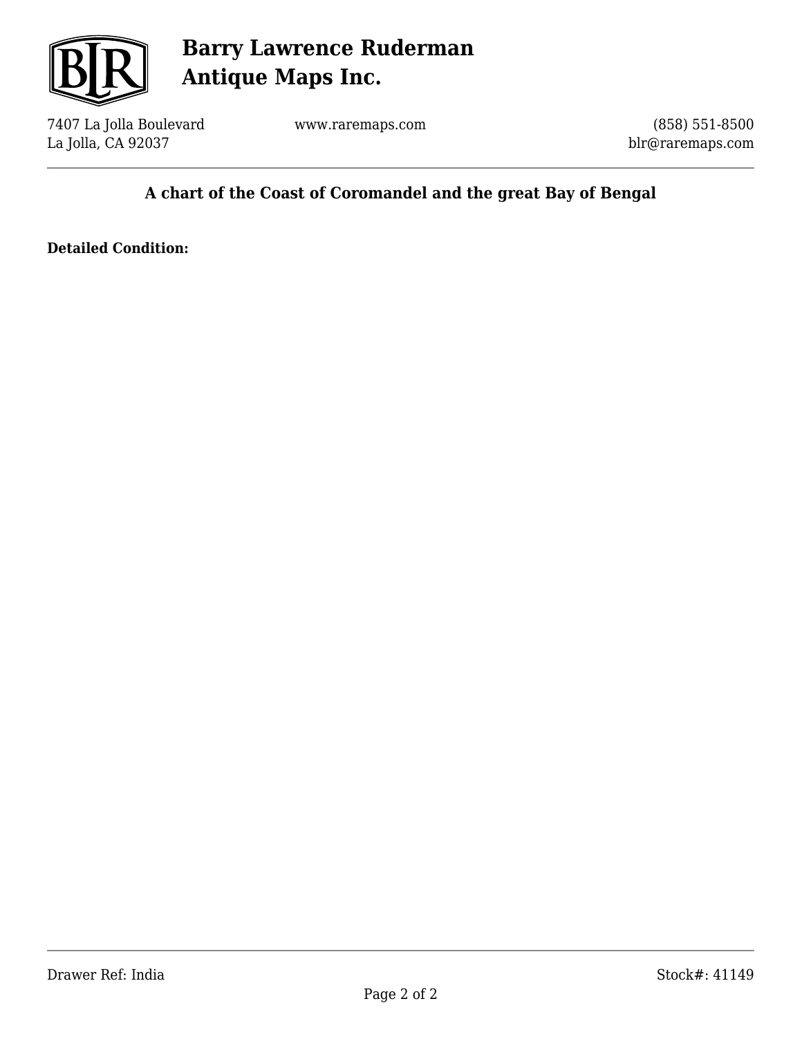# A chart of the Coast of Coromandel and the great Bay of Bengal

**Detailed Condition:**